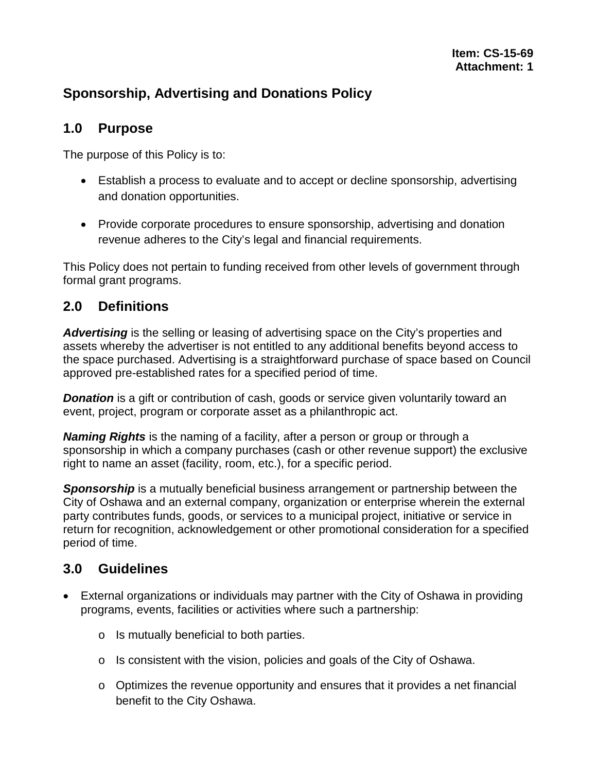**Item: CS-15-69**
**Attachment: 1**

# Sponsorship, Advertising and Donations Policy

## 1.0 Purpose

The purpose of this Policy is to:

- Establish a process to evaluate and to accept or decline sponsorship, advertising and donation opportunities.

- Provide corporate procedures to ensure sponsorship, advertising and donation revenue adheres to the City's legal and financial requirements.

This Policy does not pertain to funding received from other levels of government through formal grant programs.

## 2.0 Definitions

***Advertising*** is the selling or leasing of advertising space on the City's properties and assets whereby the advertiser is not entitled to any additional benefits beyond access to the space purchased. Advertising is a straightforward purchase of space based on Council approved pre-established rates for a specified period of time.

***Donation*** is a gift or contribution of cash, goods or service given voluntarily toward an event, project, program or corporate asset as a philanthropic act.

***Naming Rights*** is the naming of a facility, after a person or group or through a sponsorship in which a company purchases (cash or other revenue support) the exclusive right to name an asset (facility, room, etc.), for a specific period.

***Sponsorship*** is a mutually beneficial business arrangement or partnership between the City of Oshawa and an external company, organization or enterprise wherein the external party contributes funds, goods, or services to a municipal project, initiative or service in return for recognition, acknowledgement or other promotional consideration for a specified period of time.

## 3.0 Guidelines

- External organizations or individuals may partner with the City of Oshawa in providing programs, events, facilities or activities where such a partnership:
  - Is mutually beneficial to both parties.
  - Is consistent with the vision, policies and goals of the City of Oshawa.
  - Optimizes the revenue opportunity and ensures that it provides a net financial benefit to the City Oshawa.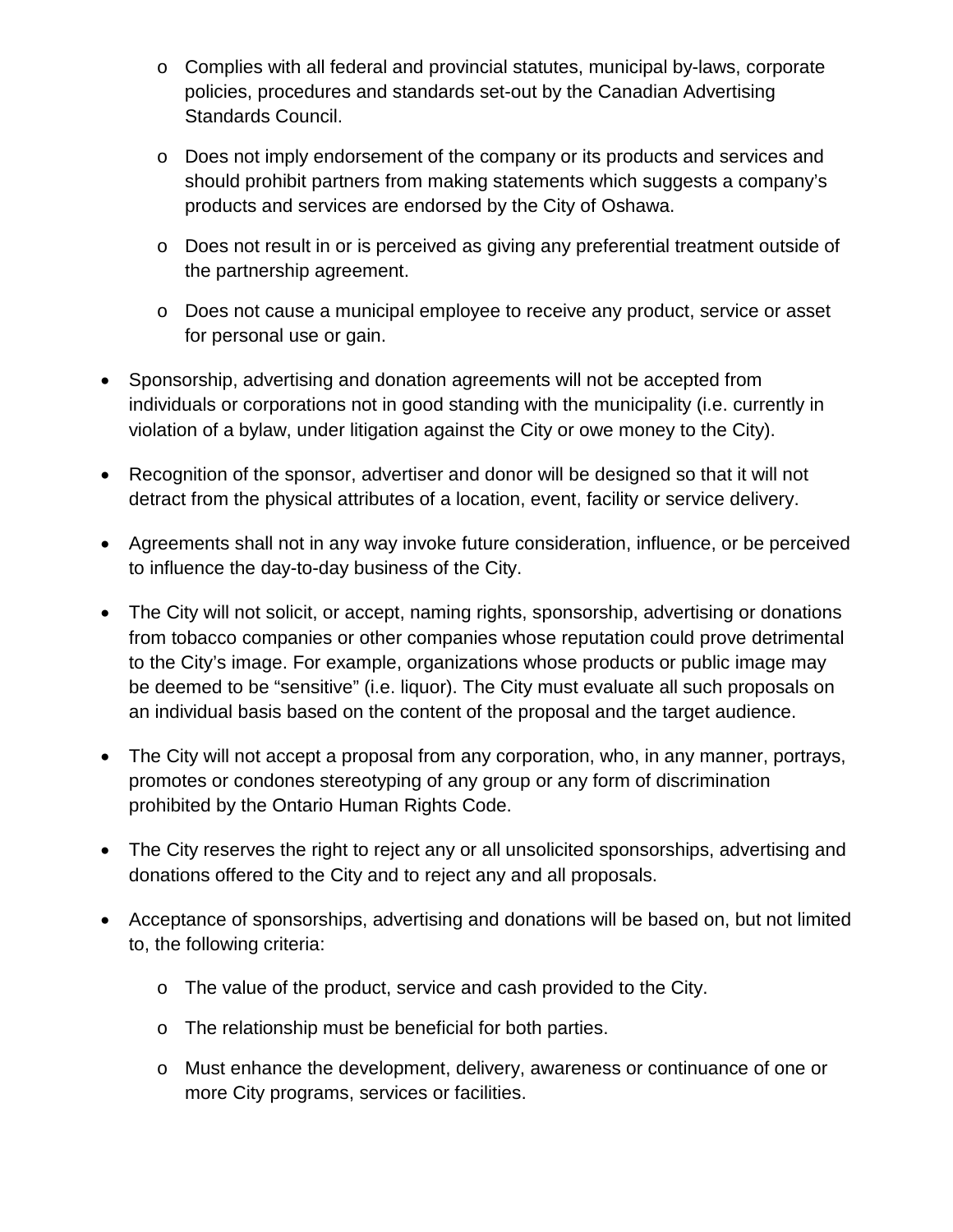- Complies with all federal and provincial statutes, municipal by-laws, corporate policies, procedures and standards set-out by the Canadian Advertising Standards Council.
  - Does not imply endorsement of the company or its products and services and should prohibit partners from making statements which suggests a company's products and services are endorsed by the City of Oshawa.
  - Does not result in or is perceived as giving any preferential treatment outside of the partnership agreement.
  - Does not cause a municipal employee to receive any product, service or asset for personal use or gain.

- Sponsorship, advertising and donation agreements will not be accepted from individuals or corporations not in good standing with the municipality (i.e. currently in violation of a bylaw, under litigation against the City or owe money to the City).

- Recognition of the sponsor, advertiser and donor will be designed so that it will not detract from the physical attributes of a location, event, facility or service delivery.

- Agreements shall not in any way invoke future consideration, influence, or be perceived to influence the day-to-day business of the City.

- The City will not solicit, or accept, naming rights, sponsorship, advertising or donations from tobacco companies or other companies whose reputation could prove detrimental to the City's image. For example, organizations whose products or public image may be deemed to be "sensitive" (i.e. liquor). The City must evaluate all such proposals on an individual basis based on the content of the proposal and the target audience.

- The City will not accept a proposal from any corporation, who, in any manner, portrays, promotes or condones stereotyping of any group or any form of discrimination prohibited by the Ontario Human Rights Code.

- The City reserves the right to reject any or all unsolicited sponsorships, advertising and donations offered to the City and to reject any and all proposals.

- Acceptance of sponsorships, advertising and donations will be based on, but not limited to, the following criteria:
  - The value of the product, service and cash provided to the City.
  - The relationship must be beneficial for both parties.
  - Must enhance the development, delivery, awareness or continuance of one or more City programs, services or facilities.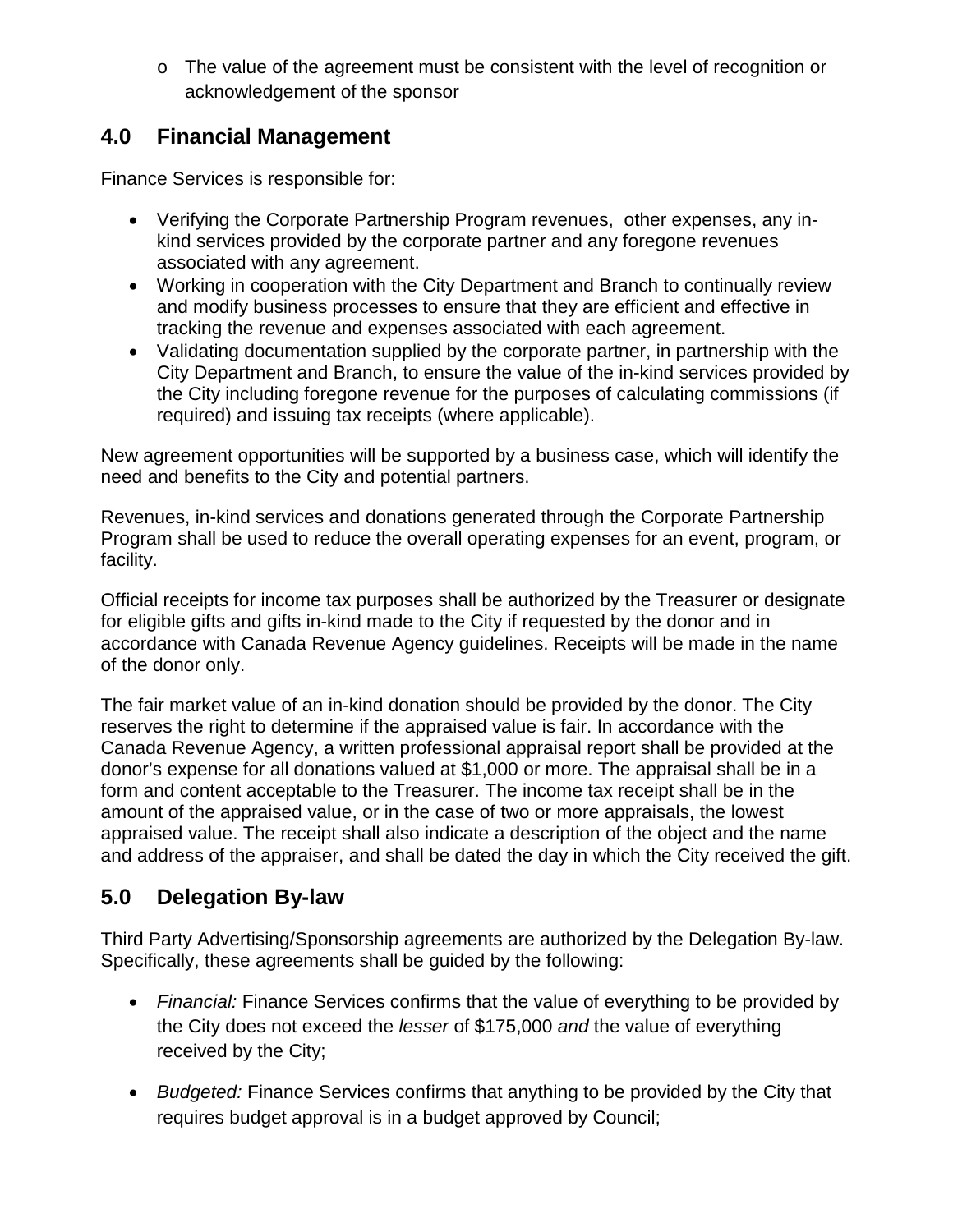- The value of the agreement must be consistent with the level of recognition or acknowledgement of the sponsor

## 4.0 Financial Management

Finance Services is responsible for:

- Verifying the Corporate Partnership Program revenues, other expenses, any in-kind services provided by the corporate partner and any foregone revenues associated with any agreement.
- Working in cooperation with the City Department and Branch to continually review and modify business processes to ensure that they are efficient and effective in tracking the revenue and expenses associated with each agreement.
- Validating documentation supplied by the corporate partner, in partnership with the City Department and Branch, to ensure the value of the in-kind services provided by the City including foregone revenue for the purposes of calculating commissions (if required) and issuing tax receipts (where applicable).

New agreement opportunities will be supported by a business case, which will identify the need and benefits to the City and potential partners.

Revenues, in-kind services and donations generated through the Corporate Partnership Program shall be used to reduce the overall operating expenses for an event, program, or facility.

Official receipts for income tax purposes shall be authorized by the Treasurer or designate for eligible gifts and gifts in-kind made to the City if requested by the donor and in accordance with Canada Revenue Agency guidelines. Receipts will be made in the name of the donor only.

The fair market value of an in-kind donation should be provided by the donor. The City reserves the right to determine if the appraised value is fair. In accordance with the Canada Revenue Agency, a written professional appraisal report shall be provided at the donor's expense for all donations valued at $1,000 or more. The appraisal shall be in a form and content acceptable to the Treasurer. The income tax receipt shall be in the amount of the appraised value, or in the case of two or more appraisals, the lowest appraised value. The receipt shall also indicate a description of the object and the name and address of the appraiser, and shall be dated the day in which the City received the gift.

## 5.0 Delegation By-law

Third Party Advertising/Sponsorship agreements are authorized by the Delegation By-law. Specifically, these agreements shall be guided by the following:

- *Financial:* Finance Services confirms that the value of everything to be provided by the City does not exceed the *lesser* of $175,000 *and* the value of everything received by the City;
- *Budgeted:* Finance Services confirms that anything to be provided by the City that requires budget approval is in a budget approved by Council;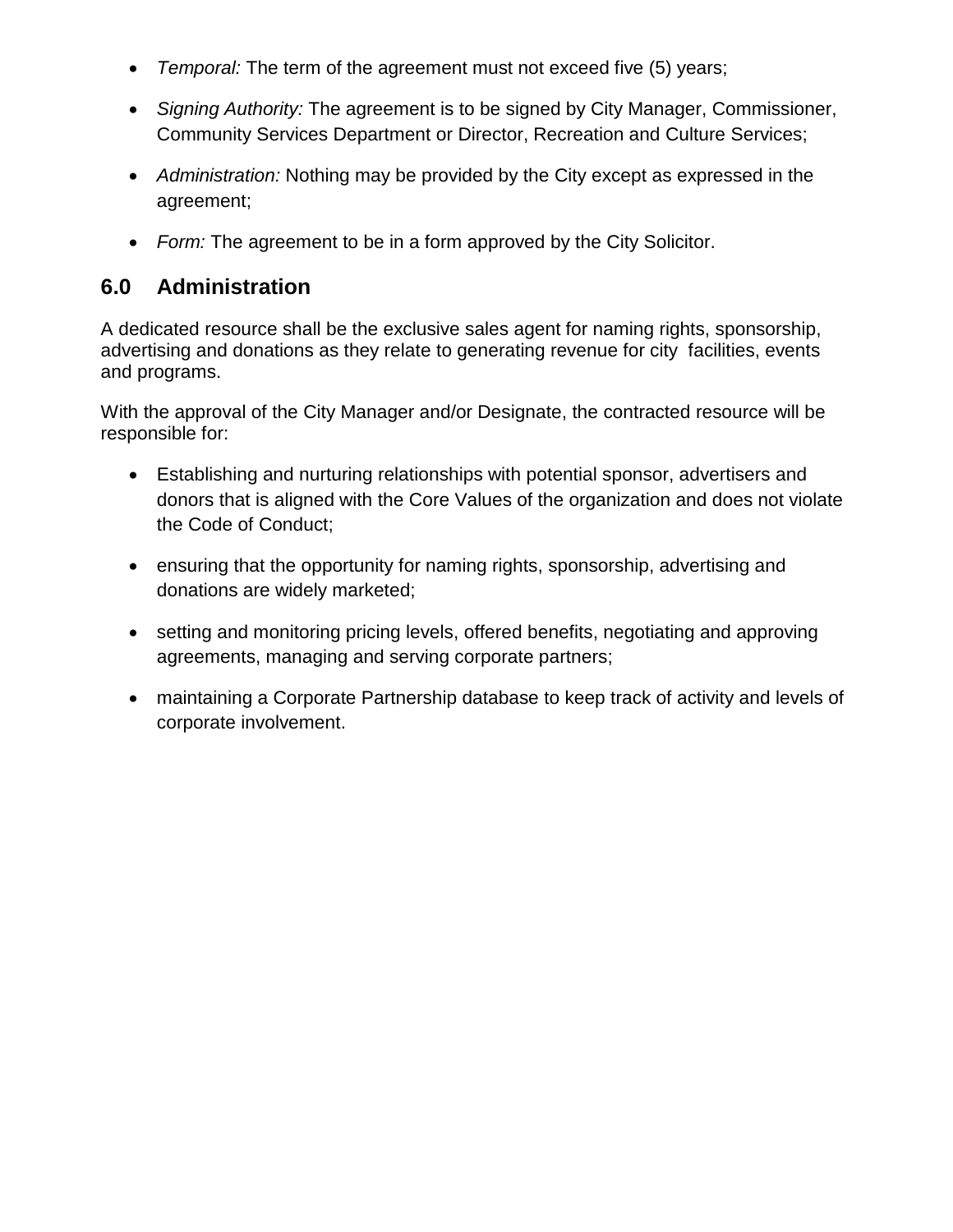- *Temporal:* The term of the agreement must not exceed five (5) years;

- *Signing Authority:* The agreement is to be signed by City Manager, Commissioner, Community Services Department or Director, Recreation and Culture Services;

- *Administration:* Nothing may be provided by the City except as expressed in the agreement;

- *Form:* The agreement to be in a form approved by the City Solicitor.

## 6.0 Administration

A dedicated resource shall be the exclusive sales agent for naming rights, sponsorship, advertising and donations as they relate to generating revenue for city facilities, events and programs.

With the approval of the City Manager and/or Designate, the contracted resource will be responsible for:

- Establishing and nurturing relationships with potential sponsor, advertisers and donors that is aligned with the Core Values of the organization and does not violate the Code of Conduct;

- ensuring that the opportunity for naming rights, sponsorship, advertising and donations are widely marketed;

- setting and monitoring pricing levels, offered benefits, negotiating and approving agreements, managing and serving corporate partners;

- maintaining a Corporate Partnership database to keep track of activity and levels of corporate involvement.